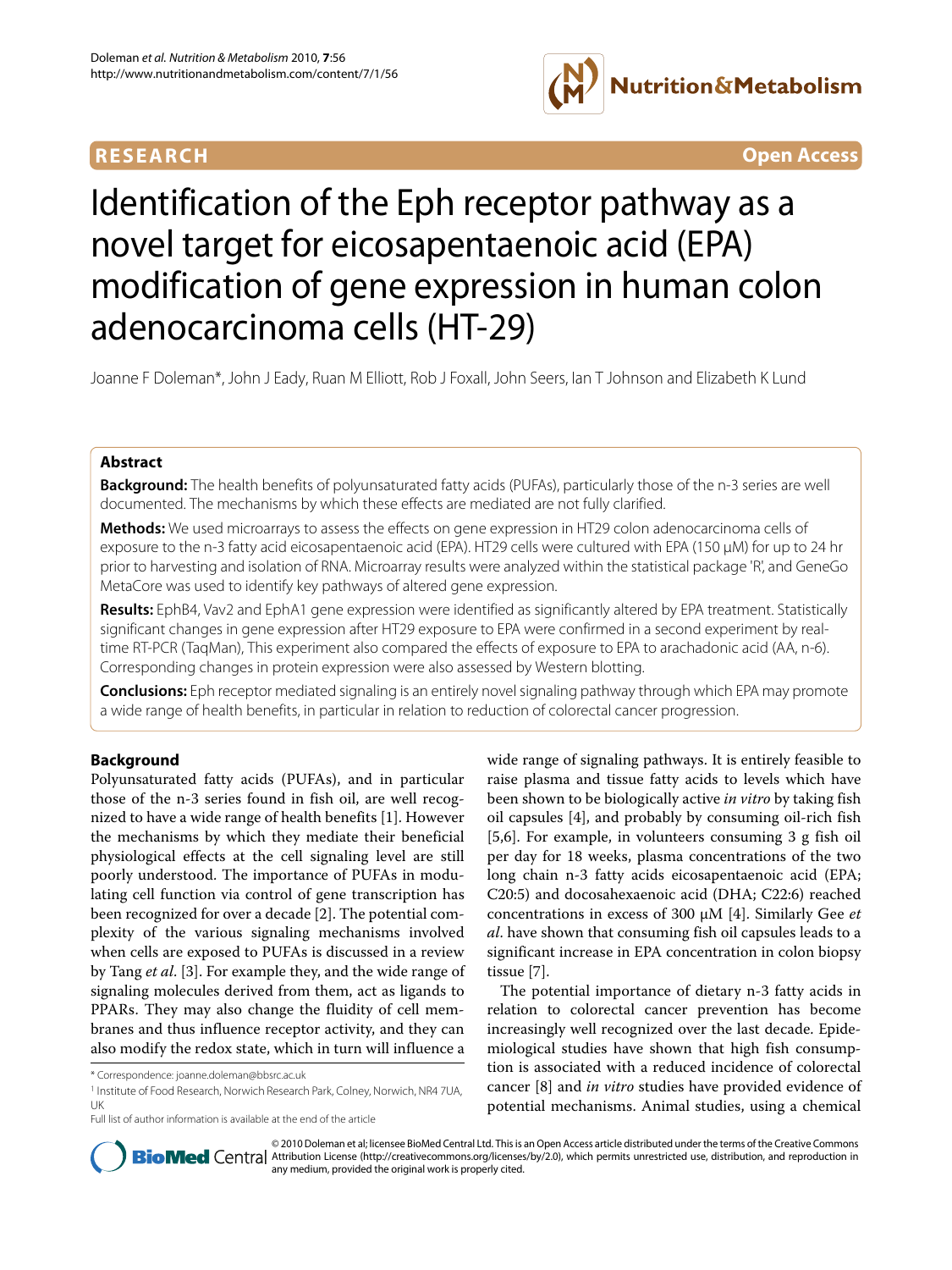**RESEARCH** **Open Access**

# Identification of the Eph receptor pathway as a novel target for eicosapentaenoic acid (EPA) modification of gene expression in human colon adenocarcinoma cells (HT-29)

Joanne F Doleman*, John J Eady, Ruan M Elliott, Rob J Foxall, John Seers, Ian T Johnson and Elizabeth K Lund

## Abstract

**Background:** The health benefits of polyunsaturated fatty acids (PUFAs), particularly those of the n-3 series are well documented. The mechanisms by which these effects are mediated are not fully clarified.

**Methods:** We used microarrays to assess the effects on gene expression in HT29 colon adenocarcinoma cells of exposure to the n-3 fatty acid eicosapentaenoic acid (EPA). HT29 cells were cultured with EPA (150 μM) for up to 24 hr prior to harvesting and isolation of RNA. Microarray results were analyzed within the statistical package 'R', and GeneGo MetaCore was used to identify key pathways of altered gene expression.

**Results:** EphB4, Vav2 and EphA1 gene expression were identified as significantly altered by EPA treatment. Statistically significant changes in gene expression after HT29 exposure to EPA were confirmed in a second experiment by real-time RT-PCR (TaqMan), This experiment also compared the effects of exposure to EPA to arachadonic acid (AA, n-6). Corresponding changes in protein expression were also assessed by Western blotting.

**Conclusions:** Eph receptor mediated signaling is an entirely novel signaling pathway through which EPA may promote a wide range of health benefits, in particular in relation to reduction of colorectal cancer progression.

## Background

Polyunsaturated fatty acids (PUFAs), and in particular those of the n-3 series found in fish oil, are well recognized to have a wide range of health benefits [1]. However the mechanisms by which they mediate their beneficial physiological effects at the cell signaling level are still poorly understood. The importance of PUFAs in modulating cell function via control of gene transcription has been recognized for over a decade [2]. The potential complexity of the various signaling mechanisms involved when cells are exposed to PUFAs is discussed in a review by Tang *et al*. [3]. For example they, and the wide range of signaling molecules derived from them, act as ligands to PPARs. They may also change the fluidity of cell membranes and thus influence receptor activity, and they can also modify the redox state, which in turn will influence a wide range of signaling pathways. It is entirely feasible to raise plasma and tissue fatty acids to levels which have been shown to be biologically active *in vitro* by taking fish oil capsules [4], and probably by consuming oil-rich fish [5,6]. For example, in volunteers consuming 3 g fish oil per day for 18 weeks, plasma concentrations of the two long chain n-3 fatty acids eicosapentaenoic acid (EPA; C20:5) and docosahexaenoic acid (DHA; C22:6) reached concentrations in excess of 300 μM [4]. Similarly Gee *et al*. have shown that consuming fish oil capsules leads to a significant increase in EPA concentration in colon biopsy tissue [7].

The potential importance of dietary n-3 fatty acids in relation to colorectal cancer prevention has become increasingly well recognized over the last decade. Epidemiological studies have shown that high fish consumption is associated with a reduced incidence of colorectal cancer [8] and *in vitro* studies have provided evidence of potential mechanisms. Animal studies, using a chemical

\* Correspondence: joanne.doleman@bbsrc.ac.uk

[1] Institute of Food Research, Norwich Research Park, Colney, Norwich, NR4 7UA, UK

Full list of author information is available at the end of the article

© 2010 Doleman et al; licensee BioMed Central Ltd. This is an Open Access article distributed under the terms of the Creative Commons Attribution License (http://creativecommons.org/licenses/by/2.0), which permits unrestricted use, distribution, and reproduction in any medium, provided the original work is properly cited.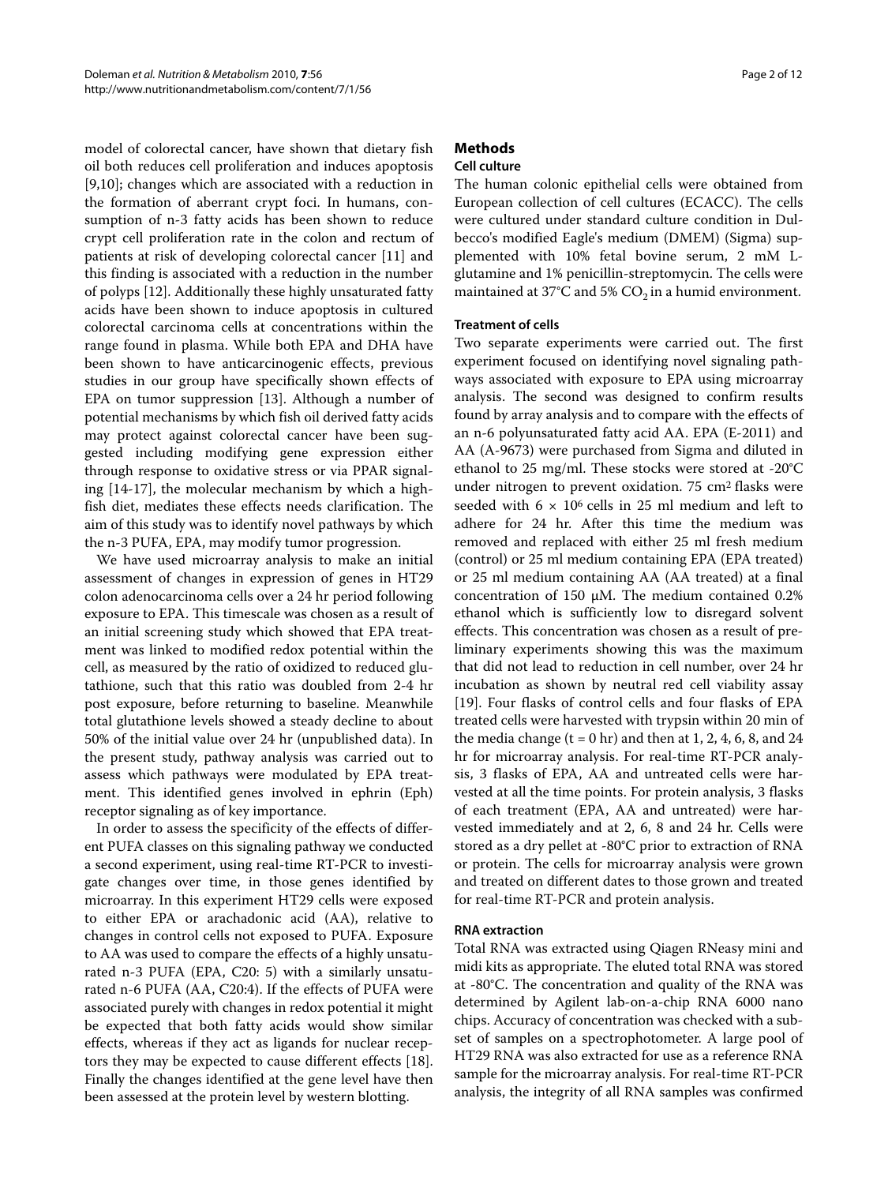model of colorectal cancer, have shown that dietary fish oil both reduces cell proliferation and induces apoptosis [9,10]; changes which are associated with a reduction in the formation of aberrant crypt foci. In humans, consumption of n-3 fatty acids has been shown to reduce crypt cell proliferation rate in the colon and rectum of patients at risk of developing colorectal cancer [11] and this finding is associated with a reduction in the number of polyps [12]. Additionally these highly unsaturated fatty acids have been shown to induce apoptosis in cultured colorectal carcinoma cells at concentrations within the range found in plasma. While both EPA and DHA have been shown to have anticarcinogenic effects, previous studies in our group have specifically shown effects of EPA on tumor suppression [13]. Although a number of potential mechanisms by which fish oil derived fatty acids may protect against colorectal cancer have been suggested including modifying gene expression either through response to oxidative stress or via PPAR signaling [14-17], the molecular mechanism by which a high-fish diet, mediates these effects needs clarification. The aim of this study was to identify novel pathways by which the n-3 PUFA, EPA, may modify tumor progression.

We have used microarray analysis to make an initial assessment of changes in expression of genes in HT29 colon adenocarcinoma cells over a 24 hr period following exposure to EPA. This timescale was chosen as a result of an initial screening study which showed that EPA treatment was linked to modified redox potential within the cell, as measured by the ratio of oxidized to reduced glutathione, such that this ratio was doubled from 2-4 hr post exposure, before returning to baseline. Meanwhile total glutathione levels showed a steady decline to about 50% of the initial value over 24 hr (unpublished data). In the present study, pathway analysis was carried out to assess which pathways were modulated by EPA treatment. This identified genes involved in ephrin (Eph) receptor signaling as of key importance.

In order to assess the specificity of the effects of different PUFA classes on this signaling pathway we conducted a second experiment, using real-time RT-PCR to investigate changes over time, in those genes identified by microarray. In this experiment HT29 cells were exposed to either EPA or arachadonic acid (AA), relative to changes in control cells not exposed to PUFA. Exposure to AA was used to compare the effects of a highly unsaturated n-3 PUFA (EPA, C20: 5) with a similarly unsaturated n-6 PUFA (AA, C20:4). If the effects of PUFA were associated purely with changes in redox potential it might be expected that both fatty acids would show similar effects, whereas if they act as ligands for nuclear receptors they may be expected to cause different effects [18]. Finally the changes identified at the gene level have then been assessed at the protein level by western blotting.

## Methods

### Cell culture

The human colonic epithelial cells were obtained from European collection of cell cultures (ECACC). The cells were cultured under standard culture condition in Dulbecco's modified Eagle's medium (DMEM) (Sigma) supplemented with 10% fetal bovine serum, 2 mM L-glutamine and 1% penicillin-streptomycin. The cells were maintained at 37°C and 5% $CO_2$ in a humid environment.

### Treatment of cells

Two separate experiments were carried out. The first experiment focused on identifying novel signaling pathways associated with exposure to EPA using microarray analysis. The second was designed to confirm results found by array analysis and to compare with the effects of an n-6 polyunsaturated fatty acid AA. EPA (E-2011) and AA (A-9673) were purchased from Sigma and diluted in ethanol to 25 mg/ml. These stocks were stored at -20°C under nitrogen to prevent oxidation. 75 cm$^2$ flasks were seeded with $6 \times 10^6$ cells in 25 ml medium and left to adhere for 24 hr. After this time the medium was removed and replaced with either 25 ml fresh medium (control) or 25 ml medium containing EPA (EPA treated) or 25 ml medium containing AA (AA treated) at a final concentration of 150 μM. The medium contained 0.2% ethanol which is sufficiently low to disregard solvent effects. This concentration was chosen as a result of preliminary experiments showing this was the maximum that did not lead to reduction in cell number, over 24 hr incubation as shown by neutral red cell viability assay [19]. Four flasks of control cells and four flasks of EPA treated cells were harvested with trypsin within 20 min of the media change (t = 0 hr) and then at 1, 2, 4, 6, 8, and 24 hr for microarray analysis. For real-time RT-PCR analysis, 3 flasks of EPA, AA and untreated cells were harvested at all the time points. For protein analysis, 3 flasks of each treatment (EPA, AA and untreated) were harvested immediately and at 2, 6, 8 and 24 hr. Cells were stored as a dry pellet at -80°C prior to extraction of RNA or protein. The cells for microarray analysis were grown and treated on different dates to those grown and treated for real-time RT-PCR and protein analysis.

### RNA extraction

Total RNA was extracted using Qiagen RNeasy mini and midi kits as appropriate. The eluted total RNA was stored at -80°C. The concentration and quality of the RNA was determined by Agilent lab-on-a-chip RNA 6000 nano chips. Accuracy of concentration was checked with a subset of samples on a spectrophotometer. A large pool of HT29 RNA was also extracted for use as a reference RNA sample for the microarray analysis. For real-time RT-PCR analysis, the integrity of all RNA samples was confirmed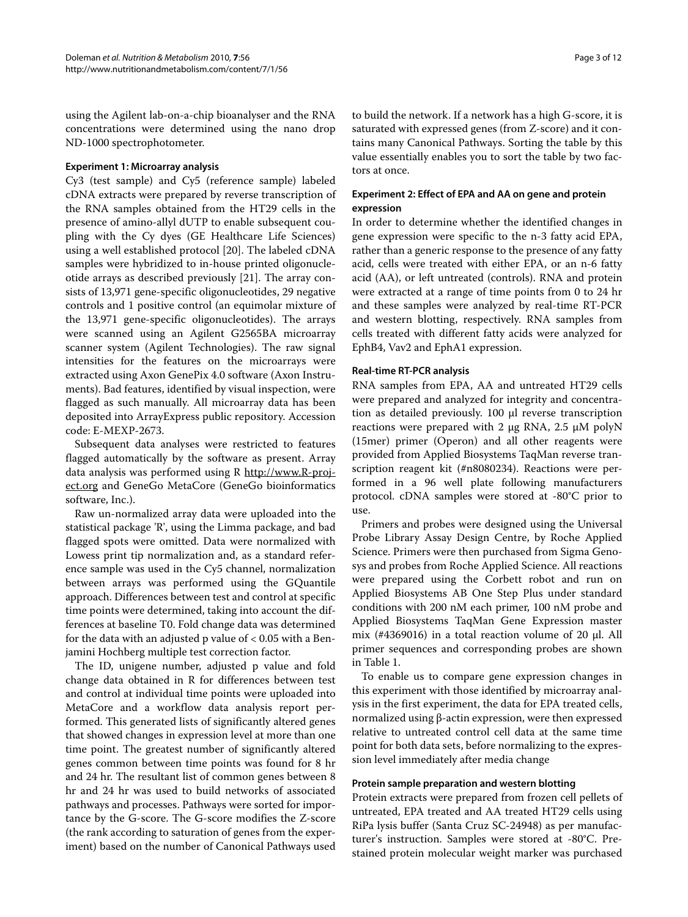using the Agilent lab-on-a-chip bioanalyser and the RNA concentrations were determined using the nano drop ND-1000 spectrophotometer.

#### Experiment 1: Microarray analysis

Cy3 (test sample) and Cy5 (reference sample) labeled cDNA extracts were prepared by reverse transcription of the RNA samples obtained from the HT29 cells in the presence of amino-allyl dUTP to enable subsequent coupling with the Cy dyes (GE Healthcare Life Sciences) using a well established protocol [20]. The labeled cDNA samples were hybridized to in-house printed oligonucleotide arrays as described previously [21]. The array consists of 13,971 gene-specific oligonucleotides, 29 negative controls and 1 positive control (an equimolar mixture of the 13,971 gene-specific oligonucleotides). The arrays were scanned using an Agilent G2565BA microarray scanner system (Agilent Technologies). The raw signal intensities for the features on the microarrays were extracted using Axon GenePix 4.0 software (Axon Instruments). Bad features, identified by visual inspection, were flagged as such manually. All microarray data has been deposited into ArrayExpress public repository. Accession code: E-MEXP-2673.

Subsequent data analyses were restricted to features flagged automatically by the software as present. Array data analysis was performed using R http://www.R-project.org and GeneGo MetaCore (GeneGo bioinformatics software, Inc.).

Raw un-normalized array data were uploaded into the statistical package 'R', using the Limma package, and bad flagged spots were omitted. Data were normalized with Lowess print tip normalization and, as a standard reference sample was used in the Cy5 channel, normalization between arrays was performed using the GQuantile approach. Differences between test and control at specific time points were determined, taking into account the differences at baseline T0. Fold change data was determined for the data with an adjusted p value of < 0.05 with a Benjamini Hochberg multiple test correction factor.

The ID, unigene number, adjusted p value and fold change data obtained in R for differences between test and control at individual time points were uploaded into MetaCore and a workflow data analysis report performed. This generated lists of significantly altered genes that showed changes in expression level at more than one time point. The greatest number of significantly altered genes common between time points was found for 8 hr and 24 hr. The resultant list of common genes between 8 hr and 24 hr was used to build networks of associated pathways and processes. Pathways were sorted for importance by the G-score. The G-score modifies the Z-score (the rank according to saturation of genes from the experiment) based on the number of Canonical Pathways used to build the network. If a network has a high G-score, it is saturated with expressed genes (from Z-score) and it contains many Canonical Pathways. Sorting the table by this value essentially enables you to sort the table by two factors at once.

#### Experiment 2: Effect of EPA and AA on gene and protein expression

In order to determine whether the identified changes in gene expression were specific to the n-3 fatty acid EPA, rather than a generic response to the presence of any fatty acid, cells were treated with either EPA, or an n-6 fatty acid (AA), or left untreated (controls). RNA and protein were extracted at a range of time points from 0 to 24 hr and these samples were analyzed by real-time RT-PCR and western blotting, respectively. RNA samples from cells treated with different fatty acids were analyzed for EphB4, Vav2 and EphA1 expression.

#### Real-time RT-PCR analysis

RNA samples from EPA, AA and untreated HT29 cells were prepared and analyzed for integrity and concentration as detailed previously. 100 μl reverse transcription reactions were prepared with 2 μg RNA, 2.5 μM polyN (15mer) primer (Operon) and all other reagents were provided from Applied Biosystems TaqMan reverse transcription reagent kit (#n8080234). Reactions were performed in a 96 well plate following manufacturers protocol. cDNA samples were stored at -80°C prior to use.

Primers and probes were designed using the Universal Probe Library Assay Design Centre, by Roche Applied Science. Primers were then purchased from Sigma Genosys and probes from Roche Applied Science. All reactions were prepared using the Corbett robot and run on Applied Biosystems AB One Step Plus under standard conditions with 200 nM each primer, 100 nM probe and Applied Biosystems TaqMan Gene Expression master mix (#4369016) in a total reaction volume of 20 μl. All primer sequences and corresponding probes are shown in Table 1.

To enable us to compare gene expression changes in this experiment with those identified by microarray analysis in the first experiment, the data for EPA treated cells, normalized using β-actin expression, were then expressed relative to untreated control cell data at the same time point for both data sets, before normalizing to the expression level immediately after media change

#### Protein sample preparation and western blotting

Protein extracts were prepared from frozen cell pellets of untreated, EPA treated and AA treated HT29 cells using RiPa lysis buffer (Santa Cruz SC-24948) as per manufacturer's instruction. Samples were stored at -80°C. Prestained protein molecular weight marker was purchased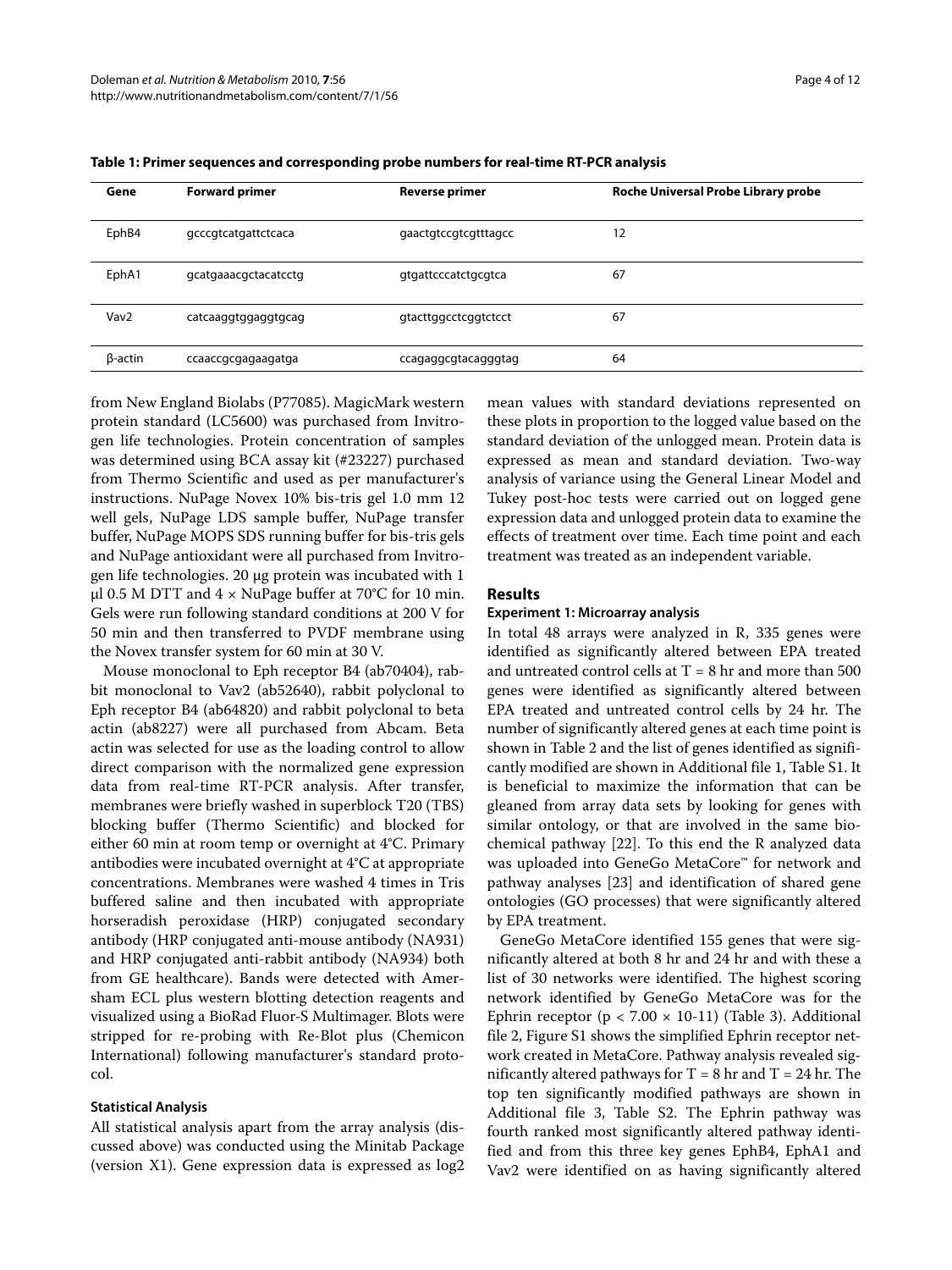**Table 1: Primer sequences and corresponding probe numbers for real-time RT-PCR analysis**

| Gene | Forward primer | Reverse primer | Roche Universal Probe Library probe |
|---|---|---|---|
| EphB4 | gcccgtcatgattctcaca | gaactgtccgtcgtttagcc | 12 |
| EphA1 | gcatgaaacgctacatcctg | gtgattcccatctgcgtca | 67 |
| Vav2 | catcaaggtggaggtgcag | gtacttggcctcggtctcct | 67 |
| β-actin | ccaaccgcgagaagatga | ccagaggcgtacagggtag | 64 |

from New England Biolabs (P77085). MagicMark western protein standard (LC5600) was purchased from Invitrogen life technologies. Protein concentration of samples was determined using BCA assay kit (#23227) purchased from Thermo Scientific and used as per manufacturer's instructions. NuPage Novex 10% bis-tris gel 1.0 mm 12 well gels, NuPage LDS sample buffer, NuPage transfer buffer, NuPage MOPS SDS running buffer for bis-tris gels and NuPage antioxidant were all purchased from Invitrogen life technologies. 20 μg protein was incubated with 1 μl 0.5 M DTT and 4 × NuPage buffer at 70°C for 10 min. Gels were run following standard conditions at 200 V for 50 min and then transferred to PVDF membrane using the Novex transfer system for 60 min at 30 V.

Mouse monoclonal to Eph receptor B4 (ab70404), rabbit monoclonal to Vav2 (ab52640), rabbit polyclonal to Eph receptor B4 (ab64820) and rabbit polyclonal to beta actin (ab8227) were all purchased from Abcam. Beta actin was selected for use as the loading control to allow direct comparison with the normalized gene expression data from real-time RT-PCR analysis. After transfer, membranes were briefly washed in superblock T20 (TBS) blocking buffer (Thermo Scientific) and blocked for either 60 min at room temp or overnight at 4°C. Primary antibodies were incubated overnight at 4°C at appropriate concentrations. Membranes were washed 4 times in Tris buffered saline and then incubated with appropriate horseradish peroxidase (HRP) conjugated secondary antibody (HRP conjugated anti-mouse antibody (NA931) and HRP conjugated anti-rabbit antibody (NA934) both from GE healthcare). Bands were detected with Amersham ECL plus western blotting detection reagents and visualized using a BioRad Fluor-S Multimager. Blots were stripped for re-probing with Re-Blot plus (Chemicon International) following manufacturer's standard protocol.

#### Statistical Analysis

All statistical analysis apart from the array analysis (discussed above) was conducted using the Minitab Package (version X1). Gene expression data is expressed as log2 mean values with standard deviations represented on these plots in proportion to the logged value based on the standard deviation of the unlogged mean. Protein data is expressed as mean and standard deviation. Two-way analysis of variance using the General Linear Model and Tukey post-hoc tests were carried out on logged gene expression data and unlogged protein data to examine the effects of treatment over time. Each time point and each treatment was treated as an independent variable.

## Results

#### Experiment 1: Microarray analysis

In total 48 arrays were analyzed in R, 335 genes were identified as significantly altered between EPA treated and untreated control cells at T = 8 hr and more than 500 genes were identified as significantly altered between EPA treated and untreated control cells by 24 hr. The number of significantly altered genes at each time point is shown in Table 2 and the list of genes identified as significantly modified are shown in Additional file 1, Table S1. It is beneficial to maximize the information that can be gleaned from array data sets by looking for genes with similar ontology, or that are involved in the same biochemical pathway [22]. To this end the R analyzed data was uploaded into GeneGo MetaCore™ for network and pathway analyses [23] and identification of shared gene ontologies (GO processes) that were significantly altered by EPA treatment.

GeneGo MetaCore identified 155 genes that were significantly altered at both 8 hr and 24 hr and with these a list of 30 networks were identified. The highest scoring network identified by GeneGo MetaCore was for the Ephrin receptor ($p < 7.00 \times 10\text{-}11$) (Table 3). Additional file 2, Figure S1 shows the simplified Ephrin receptor network created in MetaCore. Pathway analysis revealed significantly altered pathways for T = 8 hr and T = 24 hr. The top ten significantly modified pathways are shown in Additional file 3, Table S2. The Ephrin pathway was fourth ranked most significantly altered pathway identified and from this three key genes EphB4, EphA1 and Vav2 were identified on as having significantly altered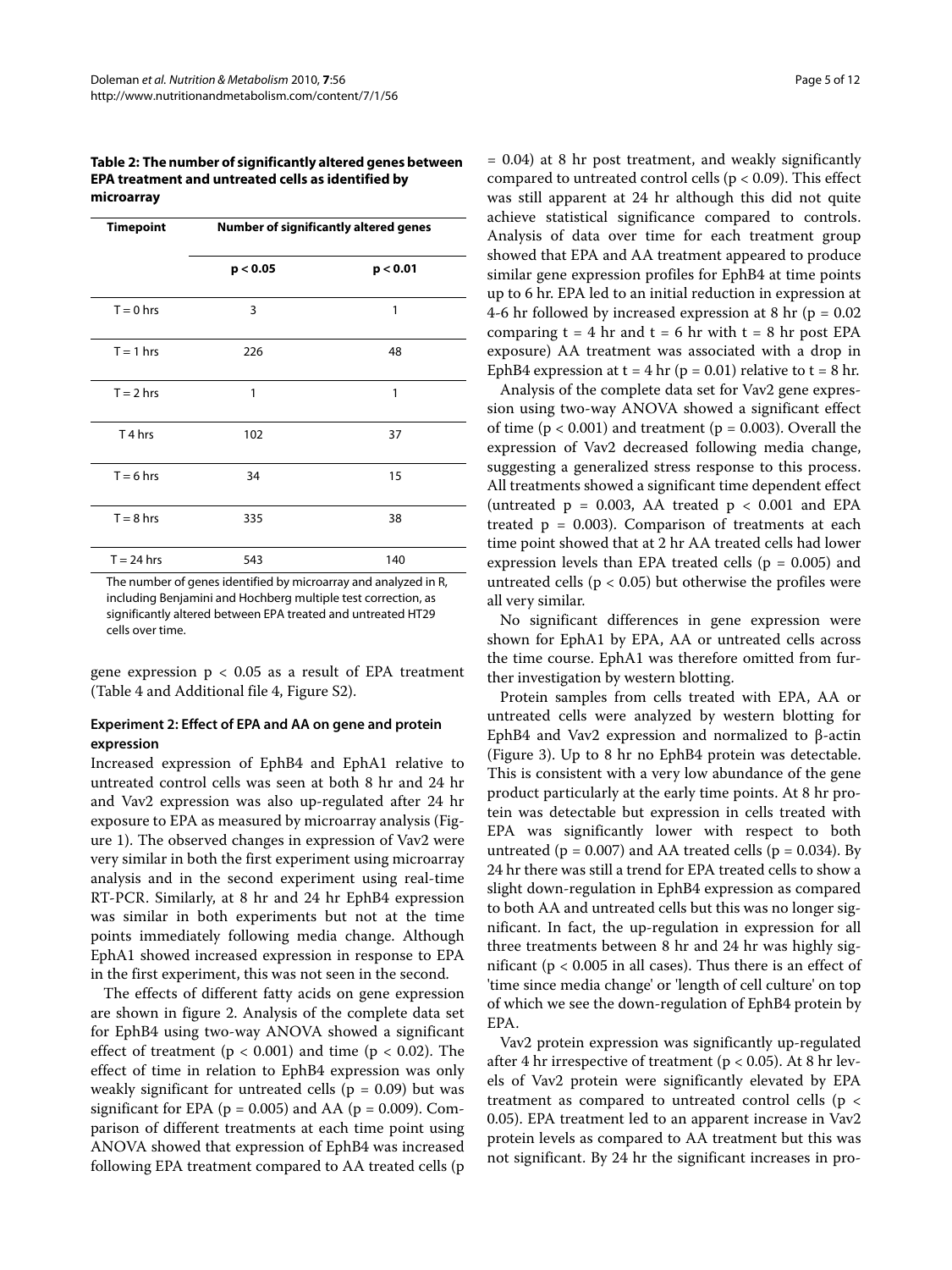**Table 2: The number of significantly altered genes between EPA treatment and untreated cells as identified by microarray**

| Timepoint | Number of significantly altered genes | |
|---|---|---|
| | $p < 0.05$ | $p < 0.01$ |
| T = 0 hrs | 3 | 1 |
| T = 1 hrs | 226 | 48 |
| T = 2 hrs | 1 | 1 |
| T 4 hrs | 102 | 37 |
| T = 6 hrs | 34 | 15 |
| T = 8 hrs | 335 | 38 |
| T = 24 hrs | 543 | 140 |

The number of genes identified by microarray and analyzed in R, including Benjamini and Hochberg multiple test correction, as significantly altered between EPA treated and untreated HT29 cells over time.

gene expression $p < 0.05$ as a result of EPA treatment (Table 4 and Additional file 4, Figure S2).

### Experiment 2: Effect of EPA and AA on gene and protein expression

Increased expression of EphB4 and EphA1 relative to untreated control cells was seen at both 8 hr and 24 hr and Vav2 expression was also up-regulated after 24 hr exposure to EPA as measured by microarray analysis (Figure 1). The observed changes in expression of Vav2 were very similar in both the first experiment using microarray analysis and in the second experiment using real-time RT-PCR. Similarly, at 8 hr and 24 hr EphB4 expression was similar in both experiments but not at the time points immediately following media change. Although EphA1 showed increased expression in response to EPA in the first experiment, this was not seen in the second.

The effects of different fatty acids on gene expression are shown in figure 2. Analysis of the complete data set for EphB4 using two-way ANOVA showed a significant effect of treatment ($p < 0.001$) and time ($p < 0.02$). The effect of time in relation to EphB4 expression was only weakly significant for untreated cells ($p = 0.09$) but was significant for EPA ($p = 0.005$) and AA ($p = 0.009$). Comparison of different treatments at each time point using ANOVA showed that expression of EphB4 was increased following EPA treatment compared to AA treated cells ($p = 0.04$) at 8 hr post treatment, and weakly significantly compared to untreated control cells ($p < 0.09$). This effect was still apparent at 24 hr although this did not quite achieve statistical significance compared to controls. Analysis of data over time for each treatment group showed that EPA and AA treatment appeared to produce similar gene expression profiles for EphB4 at time points up to 6 hr. EPA led to an initial reduction in expression at 4-6 hr followed by increased expression at 8 hr ($p = 0.02$ comparing $t = 4$ hr and $t = 6$ hr with $t = 8$ hr post EPA exposure) AA treatment was associated with a drop in EphB4 expression at $t = 4$ hr ($p = 0.01$) relative to $t = 8$ hr.

Analysis of the complete data set for Vav2 gene expression using two-way ANOVA showed a significant effect of time ($p < 0.001$) and treatment ($p = 0.003$). Overall the expression of Vav2 decreased following media change, suggesting a generalized stress response to this process. All treatments showed a significant time dependent effect (untreated $p = 0.003$, AA treated $p < 0.001$ and EPA treated $p = 0.003$). Comparison of treatments at each time point showed that at 2 hr AA treated cells had lower expression levels than EPA treated cells ($p = 0.005$) and untreated cells ($p < 0.05$) but otherwise the profiles were all very similar.

No significant differences in gene expression were shown for EphA1 by EPA, AA or untreated cells across the time course. EphA1 was therefore omitted from further investigation by western blotting.

Protein samples from cells treated with EPA, AA or untreated cells were analyzed by western blotting for EphB4 and Vav2 expression and normalized to β-actin (Figure 3). Up to 8 hr no EphB4 protein was detectable. This is consistent with a very low abundance of the gene product particularly at the early time points. At 8 hr protein was detectable but expression in cells treated with EPA was significantly lower with respect to both untreated ($p = 0.007$) and AA treated cells ($p = 0.034$). By 24 hr there was still a trend for EPA treated cells to show a slight down-regulation in EphB4 expression as compared to both AA and untreated cells but this was no longer significant. In fact, the up-regulation in expression for all three treatments between 8 hr and 24 hr was highly significant ($p < 0.005$ in all cases). Thus there is an effect of 'time since media change' or 'length of cell culture' on top of which we see the down-regulation of EphB4 protein by EPA.

Vav2 protein expression was significantly up-regulated after 4 hr irrespective of treatment ($p < 0.05$). At 8 hr levels of Vav2 protein were significantly elevated by EPA treatment as compared to untreated control cells ($p < 0.05$). EPA treatment led to an apparent increase in Vav2 protein levels as compared to AA treatment but this was not significant. By 24 hr the significant increases in pro-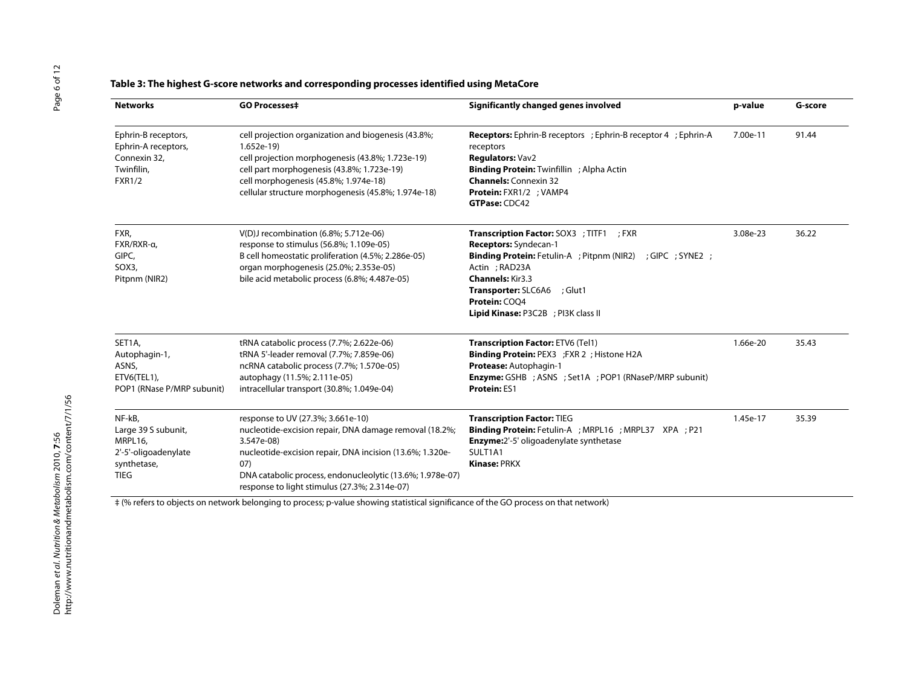**Table 3: The highest G-score networks and corresponding processes identified using MetaCore**

| Networks | GO Processes‡ | Significantly changed genes involved | p-value | G-score |
|---|---|---|---|---|
| Ephrin-B receptors, Ephrin-A receptors, Connexin 32, Twinfilin, FXR1/2 | cell projection organization and biogenesis (43.8%; 1.652e-19)<br>cell projection morphogenesis (43.8%; 1.723e-19)<br>cell part morphogenesis (43.8%; 1.723e-19)<br>cell morphogenesis (45.8%; 1.974e-18)<br>cellular structure morphogenesis (45.8%; 1.974e-18) | **Receptors:** Ephrin-B receptors ; Ephrin-B receptor 4 ; Ephrin-A receptors<br>**Regulators:** Vav2<br>**Binding Protein:** Twinfillin ; Alpha Actin<br>**Channels:** Connexin 32<br>**Protein:** FXR1/2 ; VAMP4<br>**GTPase:** CDC42 | 7.00e-11 | 91.44 |
| FXR, FXR/RXR-α, GIPC, SOX3, Pitpnm (NIR2) | V(D)J recombination (6.8%; 5.712e-06)<br>response to stimulus (56.8%; 1.109e-05)<br>B cell homeostatic proliferation (4.5%; 2.286e-05)<br>organ morphogenesis (25.0%; 2.353e-05)<br>bile acid metabolic process (6.8%; 4.487e-05) | **Transcription Factor:** SOX3 ; TITF1 ; FXR<br>**Receptors:** Syndecan-1<br>**Binding Protein:** Fetulin-A ; Pitpnm (NIR2) ; GIPC ; SYNE2 ; Actin ; RAD23A<br>**Channels:** Kir3.3<br>**Transporter:** SLC6A6 ; Glut1<br>**Protein:** COQ4<br>**Lipid Kinase:** P3C2B ; PI3K class II | 3.08e-23 | 36.22 |
| SET1A, Autophagin-1, ASNS, ETV6(TEL1), POP1 (RNase P/MRP subunit) | tRNA catabolic process (7.7%; 2.622e-06)<br>tRNA 5'-leader removal (7.7%; 7.859e-06)<br>ncRNA catabolic process (7.7%; 1.570e-05)<br>autophagy (11.5%; 2.111e-05)<br>intracellular transport (30.8%; 1.049e-04) | **Transcription Factor:** ETV6 (Tel1)<br>**Binding Protein:** PEX3 ;FXR 2 ; Histone H2A<br>**Protease:** Autophagin-1<br>**Enzyme:** GSHB ; ASNS ; Set1A ; POP1 (RNaseP/MRP subunit)<br>**Protein:** ES1 | 1.66e-20 | 35.43 |
| NF-kB, Large 39 S subunit, MRPL16, 2'-5'-oligoadenylate synthetase, TIEG | response to UV (27.3%; 3.661e-10)<br>nucleotide-excision repair, DNA damage removal (18.2%; 3.547e-08)<br>nucleotide-excision repair, DNA incision (13.6%; 1.320e-07)<br>DNA catabolic process, endonucleolytic (13.6%; 1.978e-07)<br>response to light stimulus (27.3%; 2.314e-07) | **Transcription Factor:** TIEG<br>**Binding Protein:** Fetulin-A ; MRPL16 ; MRPL37 XPA ; P21<br>**Enzyme:** 2'-5' oligoadenylate synthetase SULT1A1<br>**Kinase:** PRKX | 1.45e-17 | 35.39 |

‡ (% refers to objects on network belonging to process; p-value showing statistical significance of the GO process on that network)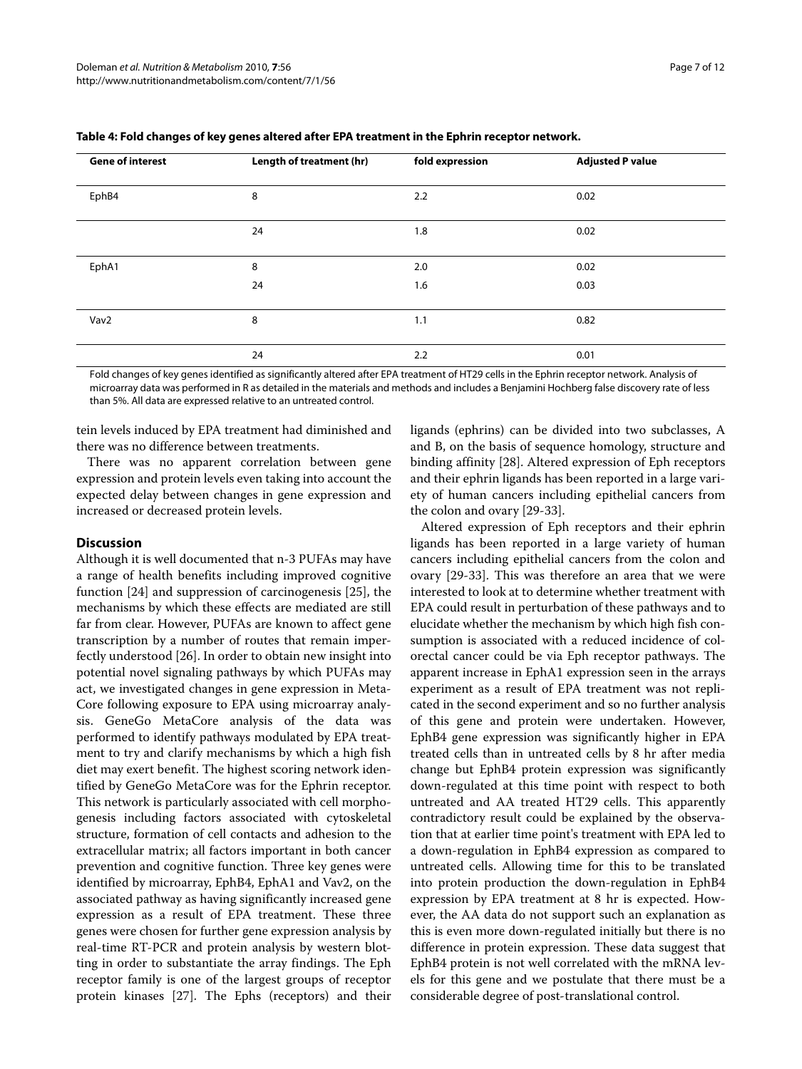**Table 4: Fold changes of key genes altered after EPA treatment in the Ephrin receptor network.**

| Gene of interest | Length of treatment (hr) | fold expression | Adjusted P value |
| --- | --- | --- | --- |
| EphB4 | 8 | 2.2 | 0.02 |
| | 24 | 1.8 | 0.02 |
| EphA1 | 8 | 2.0 | 0.02 |
| | 24 | 1.6 | 0.03 |
| Vav2 | 8 | 1.1 | 0.82 |
| | 24 | 2.2 | 0.01 |

Fold changes of key genes identified as significantly altered after EPA treatment of HT29 cells in the Ephrin receptor network. Analysis of microarray data was performed in R as detailed in the materials and methods and includes a Benjamini Hochberg false discovery rate of less than 5%. All data are expressed relative to an untreated control.

tein levels induced by EPA treatment had diminished and there was no difference between treatments.

There was no apparent correlation between gene expression and protein levels even taking into account the expected delay between changes in gene expression and increased or decreased protein levels.

## Discussion

Although it is well documented that n-3 PUFAs may have a range of health benefits including improved cognitive function [24] and suppression of carcinogenesis [25], the mechanisms by which these effects are mediated are still far from clear. However, PUFAs are known to affect gene transcription by a number of routes that remain imperfectly understood [26]. In order to obtain new insight into potential novel signaling pathways by which PUFAs may act, we investigated changes in gene expression in MetaCore following exposure to EPA using microarray analysis. GeneGo MetaCore analysis of the data was performed to identify pathways modulated by EPA treatment to try and clarify mechanisms by which a high fish diet may exert benefit. The highest scoring network identified by GeneGo MetaCore was for the Ephrin receptor. This network is particularly associated with cell morphogenesis including factors associated with cytoskeletal structure, formation of cell contacts and adhesion to the extracellular matrix; all factors important in both cancer prevention and cognitive function. Three key genes were identified by microarray, EphB4, EphA1 and Vav2, on the associated pathway as having significantly increased gene expression as a result of EPA treatment. These three genes were chosen for further gene expression analysis by real-time RT-PCR and protein analysis by western blotting in order to substantiate the array findings. The Eph receptor family is one of the largest groups of receptor protein kinases [27]. The Ephs (receptors) and their ligands (ephrins) can be divided into two subclasses, A and B, on the basis of sequence homology, structure and binding affinity [28]. Altered expression of Eph receptors and their ephrin ligands has been reported in a large variety of human cancers including epithelial cancers from the colon and ovary [29-33].

Altered expression of Eph receptors and their ephrin ligands has been reported in a large variety of human cancers including epithelial cancers from the colon and ovary [29-33]. This was therefore an area that we were interested to look at to determine whether treatment with EPA could result in perturbation of these pathways and to elucidate whether the mechanism by which high fish consumption is associated with a reduced incidence of colorectal cancer could be via Eph receptor pathways. The apparent increase in EphA1 expression seen in the arrays experiment as a result of EPA treatment was not replicated in the second experiment and so no further analysis of this gene and protein were undertaken. However, EphB4 gene expression was significantly higher in EPA treated cells than in untreated cells by 8 hr after media change but EphB4 protein expression was significantly down-regulated at this time point with respect to both untreated and AA treated HT29 cells. This apparently contradictory result could be explained by the observation that at earlier time point's treatment with EPA led to a down-regulation in EphB4 expression as compared to untreated cells. Allowing time for this to be translated into protein production the down-regulation in EphB4 expression by EPA treatment at 8 hr is expected. However, the AA data do not support such an explanation as this is even more down-regulated initially but there is no difference in protein expression. These data suggest that EphB4 protein is not well correlated with the mRNA levels for this gene and we postulate that there must be a considerable degree of post-translational control.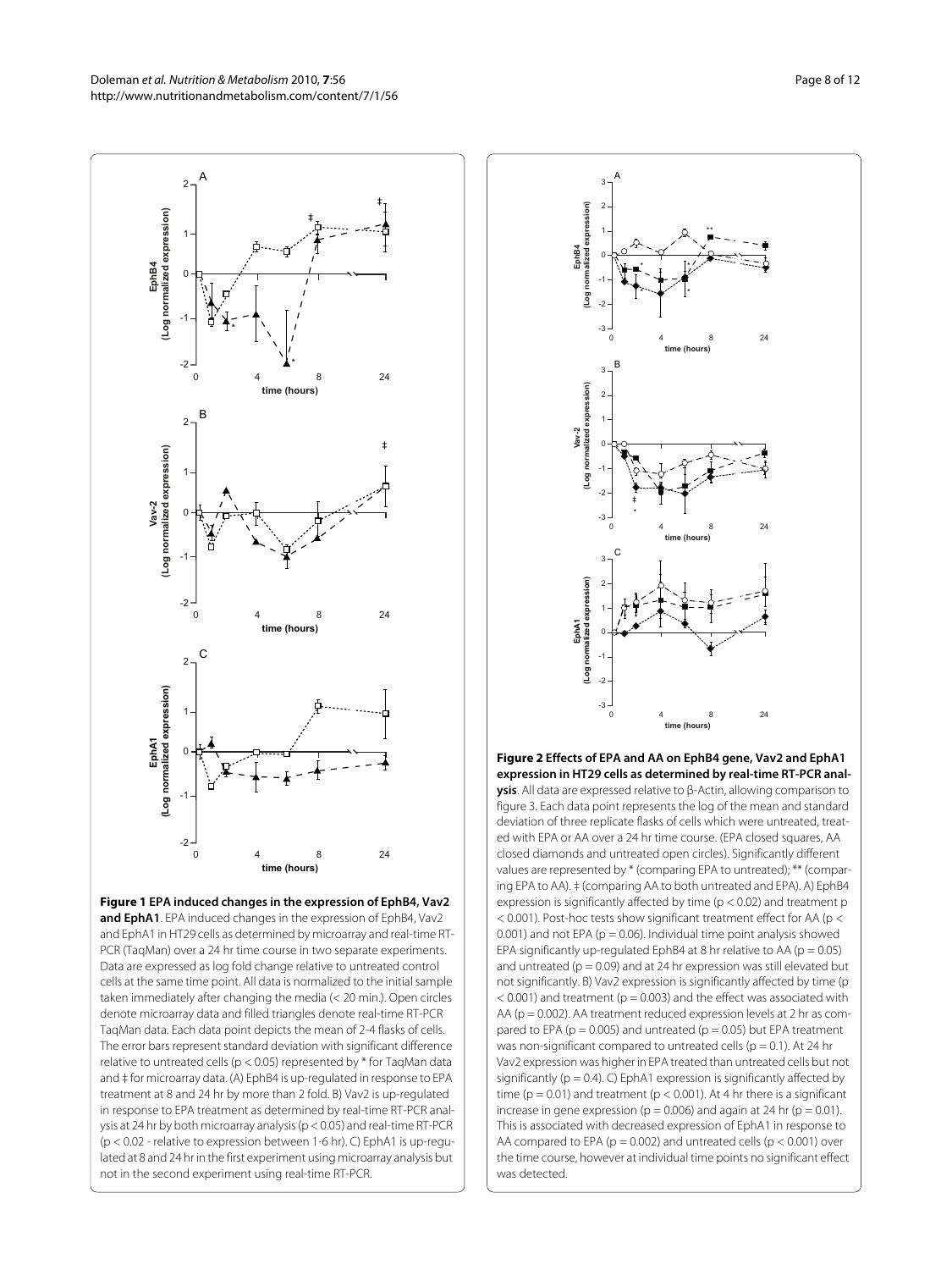**Figure 1 EPA induced changes in the expression of EphB4, Vav2 and EphA1**. EPA induced changes in the expression of EphB4, Vav2 and EphA1 in HT29 cells as determined by microarray and real-time RT-PCR (TaqMan) over a 24 hr time course in two separate experiments. Data are expressed as log fold change relative to untreated control cells at the same time point. All data is normalized to the initial sample taken immediately after changing the media (< 20 min.). Open circles denote microarray data and filled triangles denote real-time RT-PCR TaqMan data. Each data point depicts the mean of 2-4 flasks of cells. The error bars represent standard deviation with significant difference relative to untreated cells ($p < 0.05$) represented by * for TaqMan data and ‡ for microarray data. (A) EphB4 is up-regulated in response to EPA treatment at 8 and 24 hr by more than 2 fold. B) Vav2 is up-regulated in response to EPA treatment as determined by real-time RT-PCR analysis at 24 hr by both microarray analysis ($p < 0.05$) and real-time RT-PCR ($p < 0.02$ - relative to expression between 1-6 hr). C) EphA1 is up-regulated at 8 and 24 hr in the first experiment using microarray analysis but not in the second experiment using real-time RT-PCR.

**Figure 2 Effects of EPA and AA on EphB4 gene, Vav2 and EphA1 expression in HT29 cells as determined by real-time RT-PCR analysis**. All data are expressed relative to β-Actin, allowing comparison to figure 3. Each data point represents the log of the mean and standard deviation of three replicate flasks of cells which were untreated, treated with EPA or AA over a 24 hr time course. (EPA closed squares, AA closed diamonds and untreated open circles). Significantly different values are represented by * (comparing EPA to untreated); ** (comparing EPA to AA). ‡ (comparing AA to both untreated and EPA). A) EphB4 expression is significantly affected by time ($p < 0.02$) and treatment $p < 0.001$). Post-hoc tests show significant treatment effect for AA ($p < 0.001$) and not EPA ($p = 0.06$). Individual time point analysis showed EPA significantly up-regulated EphB4 at 8 hr relative to AA ($p = 0.05$) and untreated ($p = 0.09$) and at 24 hr expression was still elevated but not significantly. B) Vav2 expression is significantly affected by time ($p < 0.001$) and treatment ($p = 0.003$) and the effect was associated with AA ($p = 0.002$). AA treatment reduced expression levels at 2 hr as compared to EPA ($p = 0.005$) and untreated ($p = 0.05$) but EPA treatment was non-significant compared to untreated cells ($p = 0.1$). At 24 hr Vav2 expression was higher in EPA treated than untreated cells but not significantly ($p = 0.4$). C) EphA1 expression is significantly affected by time ($p = 0.01$) and treatment ($p < 0.001$). At 4 hr there is a significant increase in gene expression ($p = 0.006$) and again at 24 hr ($p = 0.01$). This is associated with decreased expression of EphA1 in response to AA compared to EPA ($p = 0.002$) and untreated cells ($p < 0.001$) over the time course, however at individual time points no significant effect was detected.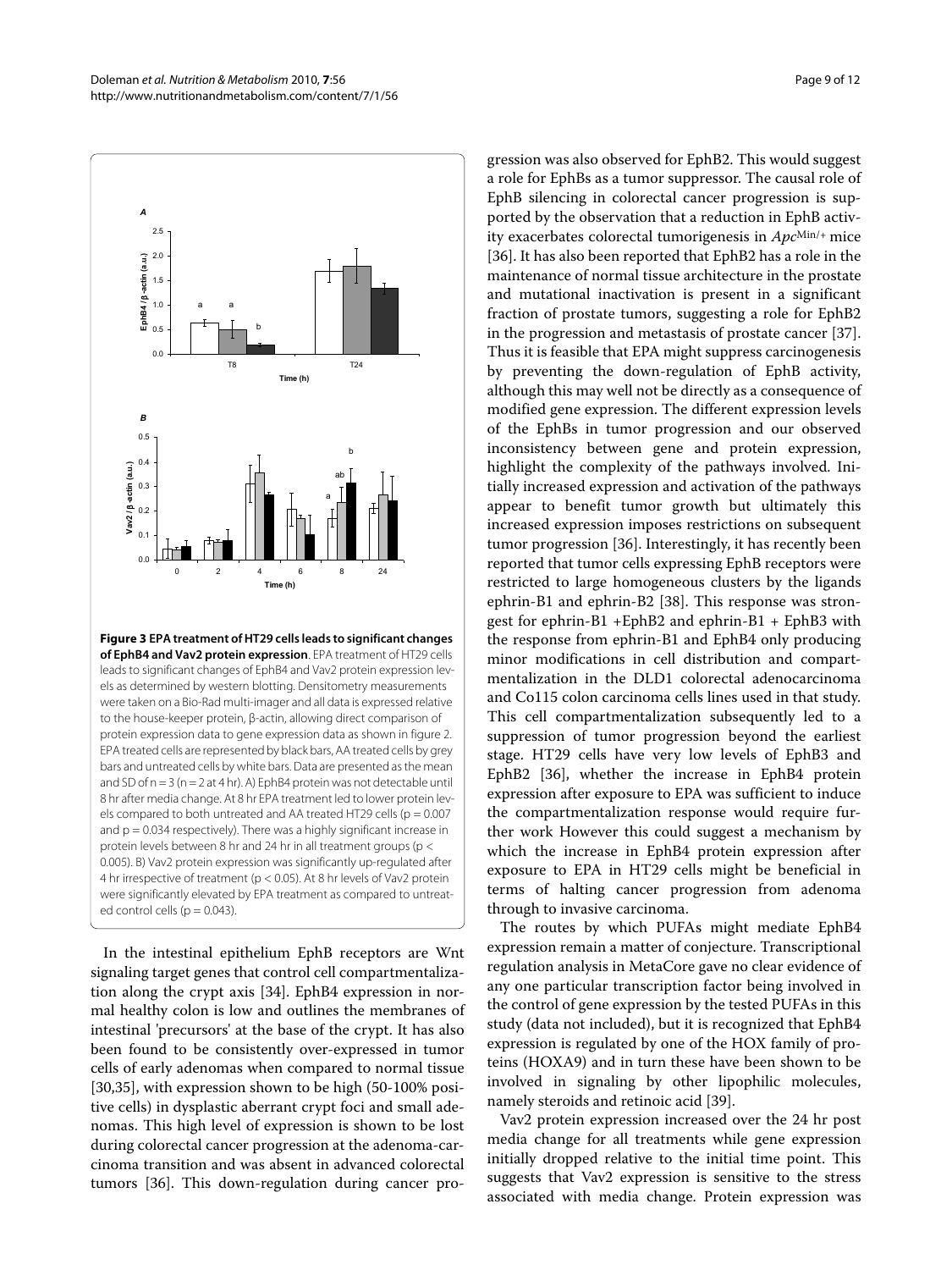**Figure 3 EPA treatment of HT29 cells leads to significant changes of EphB4 and Vav2 protein expression**. EPA treatment of HT29 cells leads to significant changes of EphB4 and Vav2 protein expression levels as determined by western blotting. Densitometry measurements were taken on a Bio-Rad multi-imager and all data is expressed relative to the house-keeper protein, β-actin, allowing direct comparison of protein expression data to gene expression data as shown in figure 2. EPA treated cells are represented by black bars, AA treated cells by grey bars and untreated cells by white bars. Data are presented as the mean and SD of n = 3 (n = 2 at 4 hr). A) EphB4 protein was not detectable until 8 hr after media change. At 8 hr EPA treatment led to lower protein levels compared to both untreated and AA treated HT29 cells ($p = 0.007$ and $p = 0.034$ respectively). There was a highly significant increase in protein levels between 8 hr and 24 hr in all treatment groups ($p < 0.005$). B) Vav2 protein expression was significantly up-regulated after 4 hr irrespective of treatment ($p < 0.05$). At 8 hr levels of Vav2 protein were significantly elevated by EPA treatment as compared to untreated control cells ($p = 0.043$).

In the intestinal epithelium EphB receptors are Wnt signaling target genes that control cell compartmentalization along the crypt axis [34]. EphB4 expression in normal healthy colon is low and outlines the membranes of intestinal 'precursors' at the base of the crypt. It has also been found to be consistently over-expressed in tumor cells of early adenomas when compared to normal tissue [30,35], with expression shown to be high (50-100% positive cells) in dysplastic aberrant crypt foci and small adenomas. This high level of expression is shown to be lost during colorectal cancer progression at the adenoma-carcinoma transition and was absent in advanced colorectal tumors [36]. This down-regulation during cancer progression was also observed for EphB2. This would suggest a role for EphBs as a tumor suppressor. The causal role of EphB silencing in colorectal cancer progression is supported by the observation that a reduction in EphB activity exacerbates colorectal tumorigenesis in *Apc*$^{Min/+}$ mice [36]. It has also been reported that EphB2 has a role in the maintenance of normal tissue architecture in the prostate and mutational inactivation is present in a significant fraction of prostate tumors, suggesting a role for EphB2 in the progression and metastasis of prostate cancer [37]. Thus it is feasible that EPA might suppress carcinogenesis by preventing the down-regulation of EphB activity, although this may well not be directly as a consequence of modified gene expression. The different expression levels of the EphBs in tumor progression and our observed inconsistency between gene and protein expression, highlight the complexity of the pathways involved. Initially increased expression and activation of the pathways appear to benefit tumor growth but ultimately this increased expression imposes restrictions on subsequent tumor progression [36]. Interestingly, it has recently been reported that tumor cells expressing EphB receptors were restricted to large homogeneous clusters by the ligands ephrin-B1 and ephrin-B2 [38]. This response was strongest for ephrin-B1 +EphB2 and ephrin-B1 + EphB3 with the response from ephrin-B1 and EphB4 only producing minor modifications in cell distribution and compartmentalization in the DLD1 colorectal adenocarcinoma and Co115 colon carcinoma cells lines used in that study. This cell compartmentalization subsequently led to a suppression of tumor progression beyond the earliest stage. HT29 cells have very low levels of EphB3 and EphB2 [36], whether the increase in EphB4 protein expression after exposure to EPA was sufficient to induce the compartmentalization response would require further work However this could suggest a mechanism by which the increase in EphB4 protein expression after exposure to EPA in HT29 cells might be beneficial in terms of halting cancer progression from adenoma through to invasive carcinoma.

The routes by which PUFAs might mediate EphB4 expression remain a matter of conjecture. Transcriptional regulation analysis in MetaCore gave no clear evidence of any one particular transcription factor being involved in the control of gene expression by the tested PUFAs in this study (data not included), but it is recognized that EphB4 expression is regulated by one of the HOX family of proteins (HOXA9) and in turn these have been shown to be involved in signaling by other lipophilic molecules, namely steroids and retinoic acid [39].

Vav2 protein expression increased over the 24 hr post media change for all treatments while gene expression initially dropped relative to the initial time point. This suggests that Vav2 expression is sensitive to the stress associated with media change. Protein expression was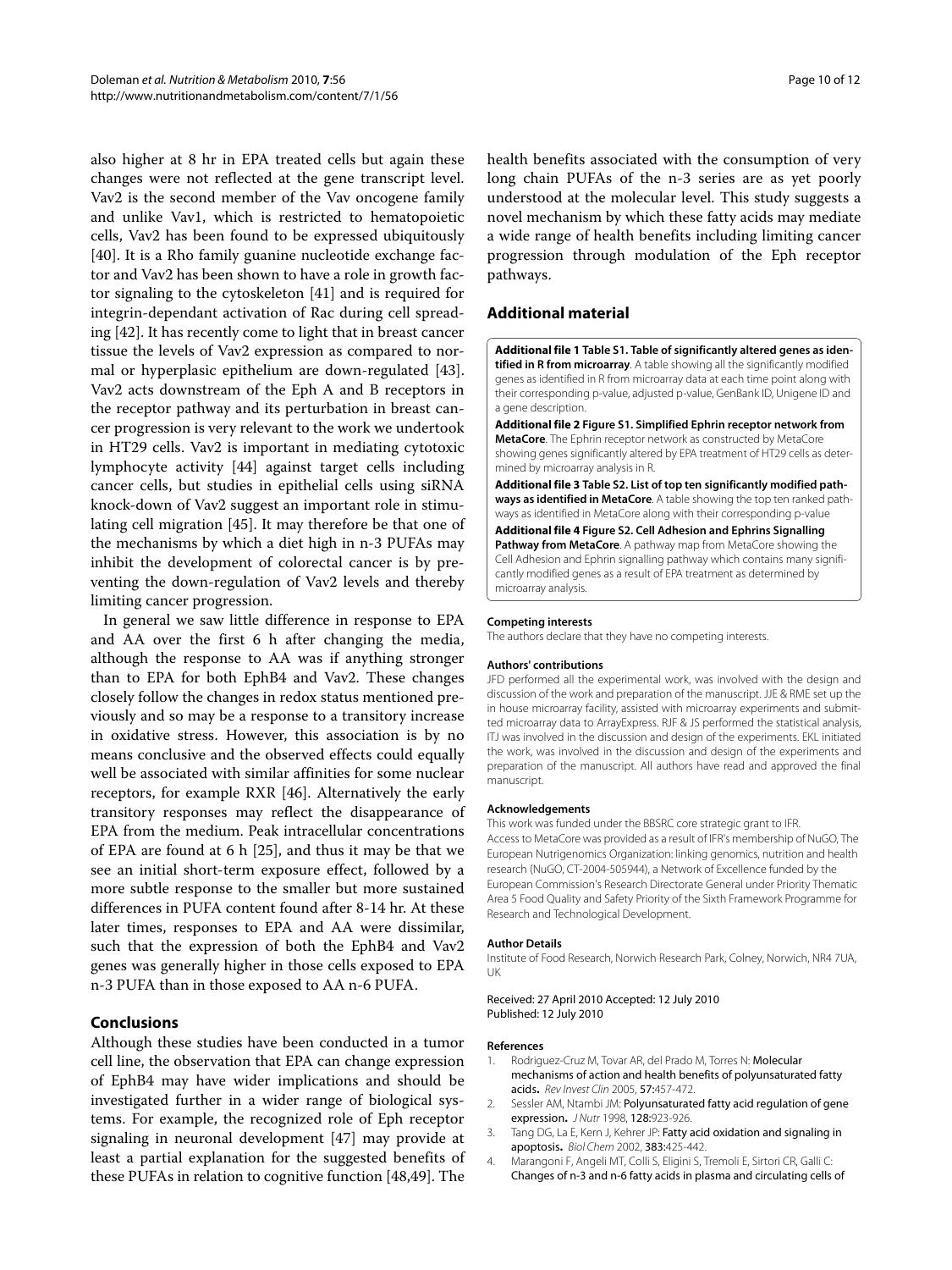also higher at 8 hr in EPA treated cells but again these changes were not reflected at the gene transcript level. Vav2 is the second member of the Vav oncogene family and unlike Vav1, which is restricted to hematopoietic cells, Vav2 has been found to be expressed ubiquitously [40]. It is a Rho family guanine nucleotide exchange factor and Vav2 has been shown to have a role in growth factor signaling to the cytoskeleton [41] and is required for integrin-dependant activation of Rac during cell spreading [42]. It has recently come to light that in breast cancer tissue the levels of Vav2 expression as compared to normal or hyperplasic epithelium are down-regulated [43]. Vav2 acts downstream of the Eph A and B receptors in the receptor pathway and its perturbation in breast cancer progression is very relevant to the work we undertook in HT29 cells. Vav2 is important in mediating cytotoxic lymphocyte activity [44] against target cells including cancer cells, but studies in epithelial cells using siRNA knock-down of Vav2 suggest an important role in stimulating cell migration [45]. It may therefore be that one of the mechanisms by which a diet high in n-3 PUFAs may inhibit the development of colorectal cancer is by preventing the down-regulation of Vav2 levels and thereby limiting cancer progression.

In general we saw little difference in response to EPA and AA over the first 6 h after changing the media, although the response to AA was if anything stronger than to EPA for both EphB4 and Vav2. These changes closely follow the changes in redox status mentioned previously and so may be a response to a transitory increase in oxidative stress. However, this association is by no means conclusive and the observed effects could equally well be associated with similar affinities for some nuclear receptors, for example RXR [46]. Alternatively the early transitory responses may reflect the disappearance of EPA from the medium. Peak intracellular concentrations of EPA are found at 6 h [25], and thus it may be that we see an initial short-term exposure effect, followed by a more subtle response to the smaller but more sustained differences in PUFA content found after 8-14 hr. At these later times, responses to EPA and AA were dissimilar, such that the expression of both the EphB4 and Vav2 genes was generally higher in those cells exposed to EPA n-3 PUFA than in those exposed to AA n-6 PUFA.

## Conclusions

Although these studies have been conducted in a tumor cell line, the observation that EPA can change expression of EphB4 may have wider implications and should be investigated further in a wider range of biological systems. For example, the recognized role of Eph receptor signaling in neuronal development [47] may provide at least a partial explanation for the suggested benefits of these PUFAs in relation to cognitive function [48,49]. The health benefits associated with the consumption of very long chain PUFAs of the n-3 series are as yet poorly understood at the molecular level. This study suggests a novel mechanism by which these fatty acids may mediate a wide range of health benefits including limiting cancer progression through modulation of the Eph receptor pathways.

## Additional material

**Additional file 1 Table S1. Table of significantly altered genes as identified in R from microarray**. A table showing all the significantly modified genes as identified in R from microarray data at each time point along with their corresponding p-value, adjusted p-value, GenBank ID, Unigene ID and a gene description.

**Additional file 2 Figure S1. Simplified Ephrin receptor network from MetaCore**. The Ephrin receptor network as constructed by MetaCore showing genes significantly altered by EPA treatment of HT29 cells as determined by microarray analysis in R.

**Additional file 3 Table S2. List of top ten significantly modified pathways as identified in MetaCore**. A table showing the top ten ranked pathways as identified in MetaCore along with their corresponding p-value

**Additional file 4 Figure S2. Cell Adhesion and Ephrins Signalling Pathway from MetaCore**. A pathway map from MetaCore showing the Cell Adhesion and Ephrin signalling pathway which contains many significantly modified genes as a result of EPA treatment as determined by microarray analysis.

### Competing interests

The authors declare that they have no competing interests.

### Authors' contributions

JFD performed all the experimental work, was involved with the design and discussion of the work and preparation of the manuscript. JJE & RME set up the in house microarray facility, assisted with microarray experiments and submitted microarray data to ArrayExpress. RJF & JS performed the statistical analysis, ITJ was involved in the discussion and design of the experiments. EKL initiated the work, was involved in the discussion and design of the experiments and preparation of the manuscript. All authors have read and approved the final manuscript.

### Acknowledgements

This work was funded under the BBSRC core strategic grant to IFR.
Access to MetaCore was provided as a result of IFR's membership of NuGO, The European Nutrigenomics Organization: linking genomics, nutrition and health research (NuGO, CT-2004-505944), a Network of Excellence funded by the European Commission's Research Directorate General under Priority Thematic Area 5 Food Quality and Safety Priority of the Sixth Framework Programme for Research and Technological Development.

### Author Details

Institute of Food Research, Norwich Research Park, Colney, Norwich, NR4 7UA, UK

Received: 27 April 2010 Accepted: 12 July 2010
Published: 12 July 2010

### References

1. Rodriguez-Cruz M, Tovar AR, del Prado M, Torres N: **Molecular mechanisms of action and health benefits of polyunsaturated fatty acids.** *Rev Invest Clin* 2005, **57**:457-472.
2. Sessler AM, Ntambi JM: **Polyunsaturated fatty acid regulation of gene expression.** *J Nutr* 1998, **128**:923-926.
3. Tang DG, La E, Kern J, Kehrer JP: **Fatty acid oxidation and signaling in apoptosis.** *Biol Chem* 2002, **383**:425-442.
4. Marangoni F, Angeli MT, Colli S, Eligini S, Tremoli E, Sirtori CR, Galli C: **Changes of n-3 and n-6 fatty acids in plasma and circulating cells of**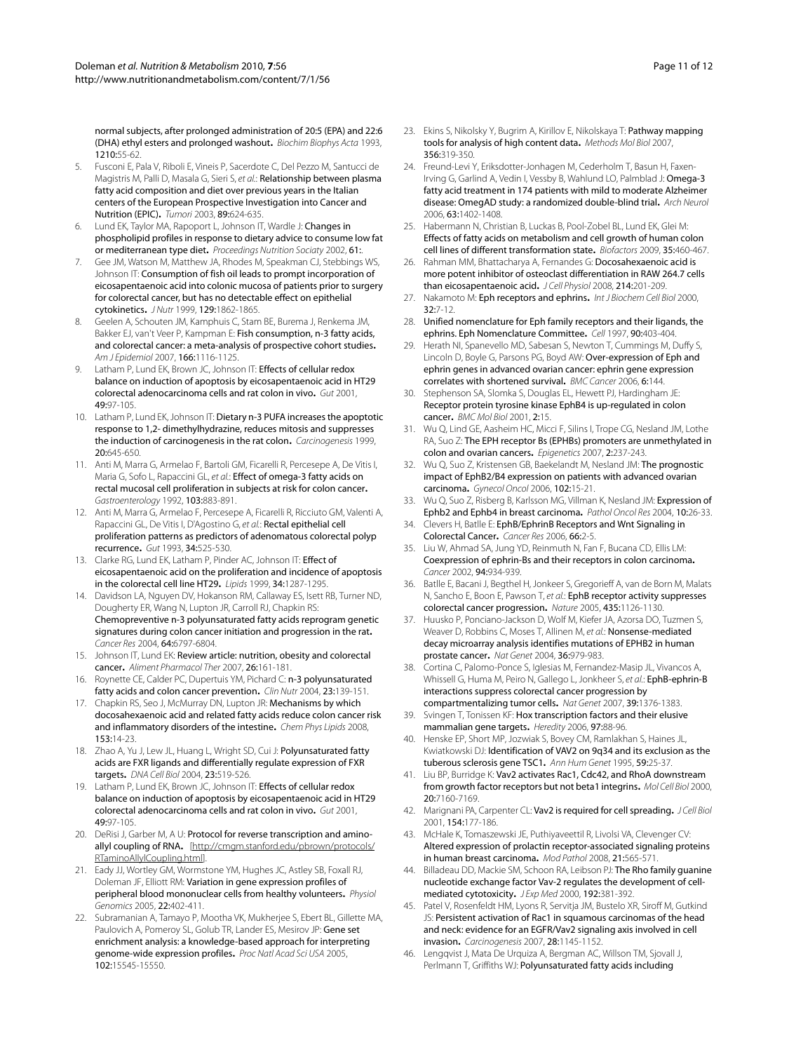normal subjects, after prolonged administration of 20:5 (EPA) and 22:6 (DHA) ethyl esters and prolonged washout. *Biochim Biophys Acta* 1993, **1210**:55-62.

5. Fusconi E, Pala V, Riboli E, Vineis P, Sacerdote C, Del Pezzo M, Santucci de Magistris M, Palli D, Masala G, Sieri S, *et al.*: Relationship between plasma fatty acid composition and diet over previous years in the Italian centers of the European Prospective Investigation into Cancer and Nutrition (EPIC). *Tumori* 2003, **89**:624-635.
6. Lund EK, Taylor MA, Rapoport L, Johnson IT, Wardle J: Changes in phospholipid profiles in response to dietary advice to consume low fat or mediterranean type diet. *Proceedings Nutrition Sociaty* 2002, **61**:.
7. Gee JM, Watson M, Matthew JA, Rhodes M, Speakman CJ, Stebbings WS, Johnson IT: Consumption of fish oil leads to prompt incorporation of eicosapentaenoic acid into colonic mucosa of patients prior to surgery for colorectal cancer, but has no detectable effect on epithelial cytokinetics. *J Nutr* 1999, **129**:1862-1865.
8. Geelen A, Schouten JM, Kamphuis C, Stam BE, Burema J, Renkema JM, Bakker EJ, van't Veer P, Kampman E: Fish consumption, n-3 fatty acids, and colorectal cancer: a meta-analysis of prospective cohort studies. *Am J Epidemiol* 2007, **166**:1116-1125.
9. Latham P, Lund EK, Brown JC, Johnson IT: Effects of cellular redox balance on induction of apoptosis by eicosapentaenoic acid in HT29 colorectal adenocarcinoma cells and rat colon in vivo. *Gut* 2001, **49**:97-105.
10. Latham P, Lund EK, Johnson IT: Dietary n-3 PUFA increases the apoptotic response to 1,2- dimethylhydrazine, reduces mitosis and suppresses the induction of carcinogenesis in the rat colon. *Carcinogenesis* 1999, **20**:645-650.
11. Anti M, Marra G, Armelao F, Bartoli GM, Ficarelli R, Percesepe A, De Vitis I, Maria G, Sofo L, Rapaccini GL, *et al.*: Effect of omega-3 fatty acids on rectal mucosal cell proliferation in subjects at risk for colon cancer. *Gastroenterology* 1992, **103**:883-891.
12. Anti M, Marra G, Armelao F, Percesepe A, Ficarelli R, Ricciuto GM, Valenti A, Rapaccini GL, De Vitis I, D'Agostino G, *et al.*: Rectal epithelial cell proliferation patterns as predictors of adenomatous colorectal polyp recurrence. *Gut* 1993, **34**:525-530.
13. Clarke RG, Lund EK, Latham P, Pinder AC, Johnson IT: Effect of eicosapentaenoic acid on the proliferation and incidence of apoptosis in the colorectal cell line HT29. *Lipids* 1999, **34**:1287-1295.
14. Davidson LA, Nguyen DV, Hokanson RM, Callaway ES, Isett RB, Turner ND, Dougherty ER, Wang N, Lupton JR, Carroll RJ, Chapkin RS: Chemopreventive n-3 polyunsaturated fatty acids reprogram genetic signatures during colon cancer initiation and progression in the rat. *Cancer Res* 2004, **64**:6797-6804.
15. Johnson IT, Lund EK: Review article: nutrition, obesity and colorectal cancer. *Aliment Pharmacol Ther* 2007, **26**:161-181.
16. Roynette CE, Calder PC, Dupertuis YM, Pichard C: n-3 polyunsaturated fatty acids and colon cancer prevention. *Clin Nutr* 2004, **23**:139-151.
17. Chapkin RS, Seo J, McMurray DN, Lupton JR: Mechanisms by which docosahexaenoic acid and related fatty acids reduce colon cancer risk and inflammatory disorders of the intestine. *Chem Phys Lipids* 2008, **153**:14-23.
18. Zhao A, Yu J, Lew JL, Huang L, Wright SD, Cui J: Polyunsaturated fatty acids are FXR ligands and differentially regulate expression of FXR targets. *DNA Cell Biol* 2004, **23**:519-526.
19. Latham P, Lund EK, Brown JC, Johnson IT: Effects of cellular redox balance on induction of apoptosis by eicosapentaenoic acid in HT29 colorectal adenocarcinoma cells and rat colon in vivo. *Gut* 2001, **49**:97-105.
20. DeRisi J, Garber M, A U: Protocol for reverse transcription and amino-allyl coupling of RNA. [http://cmgm.stanford.edu/pbrown/protocols/RTaminoAllylCoupling.html].
21. Eady JJ, Wortley GM, Wormstone YM, Hughes JC, Astley SB, Foxall RJ, Doleman JF, Elliott RM: Variation in gene expression profiles of peripheral blood mononuclear cells from healthy volunteers. *Physiol Genomics* 2005, **22**:402-411.
22. Subramanian A, Tamayo P, Mootha VK, Mukherjee S, Ebert BL, Gillette MA, Paulovich A, Pomeroy SL, Golub TR, Lander ES, Mesirov JP: Gene set enrichment analysis: a knowledge-based approach for interpreting genome-wide expression profiles. *Proc Natl Acad Sci USA* 2005, **102**:15545-15550.
23. Ekins S, Nikolsky Y, Bugrim A, Kirillov E, Nikolskaya T: Pathway mapping tools for analysis of high content data. *Methods Mol Biol* 2007, **356**:319-350.
24. Freund-Levi Y, Eriksdotter-Jonhagen M, Cederholm T, Basun H, Faxen-Irving G, Garlind A, Vedin I, Vessby B, Wahlund LO, Palmblad J: Omega-3 fatty acid treatment in 174 patients with mild to moderate Alzheimer disease: OmegAD study: a randomized double-blind trial. *Arch Neurol* 2006, **63**:1402-1408.
25. Habermann N, Christian B, Luckas B, Pool-Zobel BL, Lund EK, Glei M: Effects of fatty acids on metabolism and cell growth of human colon cell lines of different transformation state. *Biofactors* 2009, **35**:460-467.
26. Rahman MM, Bhattacharya A, Fernandes G: Docosahexaenoic acid is more potent inhibitor of osteoclast differentiation in RAW 264.7 cells than eicosapentaenoic acid. *J Cell Physiol* 2008, **214**:201-209.
27. Nakamoto M: Eph receptors and ephrins. *Int J Biochem Cell Biol* 2000, **32**:7-12.
28. Unified nomenclature for Eph family receptors and their ligands, the ephrins. Eph Nomenclature Committee. *Cell* 1997, **90**:403-404.
29. Herath NI, Spanevello MD, Sabesan S, Newton T, Cummings M, Duffy S, Lincoln D, Boyle G, Parsons PG, Boyd AW: Over-expression of Eph and ephrin genes in advanced ovarian cancer: ephrin gene expression correlates with shortened survival. *BMC Cancer* 2006, **6**:144.
30. Stephenson SA, Slomka S, Douglas EL, Hewett PJ, Hardingham JE: Receptor protein tyrosine kinase EphB4 is up-regulated in colon cancer. *BMC Mol Biol* 2001, **2**:15.
31. Wu Q, Lind GE, Aasheim HC, Micci F, Silins I, Trope CG, Nesland JM, Lothe RA, Suo Z: The EPH receptor Bs (EPHBs) promoters are unmethylated in colon and ovarian cancers. *Epigenetics* 2007, **2**:237-243.
32. Wu Q, Suo Z, Kristensen GB, Baekelandt M, Nesland JM: The prognostic impact of EphB2/B4 expression on patients with advanced ovarian carcinoma. *Gynecol Oncol* 2006, **102**:15-21.
33. Wu Q, Suo Z, Risberg B, Karlsson MG, Villman K, Nesland JM: Expression of Ephb2 and Ephb4 in breast carcinoma. *Pathol Oncol Res* 2004, **10**:26-33.
34. Clevers H, Batlle E: EphB/EphrinB Receptors and Wnt Signaling in Colorectal Cancer. *Cancer Res* 2006, **66**:2-5.
35. Liu W, Ahmad SA, Jung YD, Reinmuth N, Fan F, Bucana CD, Ellis LM: Coexpression of ephrin-Bs and their receptors in colon carcinoma. *Cancer* 2002, **94**:934-939.
36. Batlle E, Bacani J, Begthel H, Jonkeer S, Gregorieff A, van de Born M, Malats N, Sancho E, Boon E, Pawson T, *et al.*: EphB receptor activity suppresses colorectal cancer progression. *Nature* 2005, **435**:1126-1130.
37. Huusko P, Ponciano-Jackson D, Wolf M, Kiefer JA, Azorsa DO, Tuzmen S, Weaver D, Robbins C, Moses T, Allinen M, *et al.*: Nonsense-mediated decay microarray analysis identifies mutations of EPHB2 in human prostate cancer. *Nat Genet* 2004, **36**:979-983.
38. Cortina C, Palomo-Ponce S, Iglesias M, Fernandez-Masip JL, Vivancos A, Whissell G, Huma M, Peiro N, Gallego L, Jonkheer S, *et al.*: EphB-ephrin-B interactions suppress colorectal cancer progression by compartmentalizing tumor cells. *Nat Genet* 2007, **39**:1376-1383.
39. Svingen T, Tonissen KF: Hox transcription factors and their elusive mammalian gene targets. *Heredity* 2006, **97**:88-96.
40. Henske EP, Short MP, Jozwiak S, Bovey CM, Ramlakhan S, Haines JL, Kwiatkowski DJ: Identification of VAV2 on 9q34 and its exclusion as the tuberous sclerosis gene TSC1. *Ann Hum Genet* 1995, **59**:25-37.
41. Liu BP, Burridge K: Vav2 activates Rac1, Cdc42, and RhoA downstream from growth factor receptors but not beta1 integrins. *Mol Cell Biol* 2000, **20**:7160-7169.
42. Marignani PA, Carpenter CL: Vav2 is required for cell spreading. *J Cell Biol* 2001, **154**:177-186.
43. McHale K, Tomaszewski JE, Puthiyaveettil R, Livolsi VA, Clevenger CV: Altered expression of prolactin receptor-associated signaling proteins in human breast carcinoma. *Mod Pathol* 2008, **21**:565-571.
44. Billadeau DD, Mackie SM, Schoon RA, Leibson PJ: The Rho family guanine nucleotide exchange factor Vav-2 regulates the development of cell-mediated cytotoxicity. *J Exp Med* 2000, **192**:381-392.
45. Patel V, Rosenfeldt HM, Lyons R, Servitja JM, Bustelo XR, Siroff M, Gutkind JS: Persistent activation of Rac1 in squamous carcinomas of the head and neck: evidence for an EGFR/Vav2 signaling axis involved in cell invasion. *Carcinogenesis* 2007, **28**:1145-1152.
46. Lengqvist J, Mata De Urquiza A, Bergman AC, Willson TM, Sjovall J, Perlmann T, Griffiths WJ: Polyunsaturated fatty acids including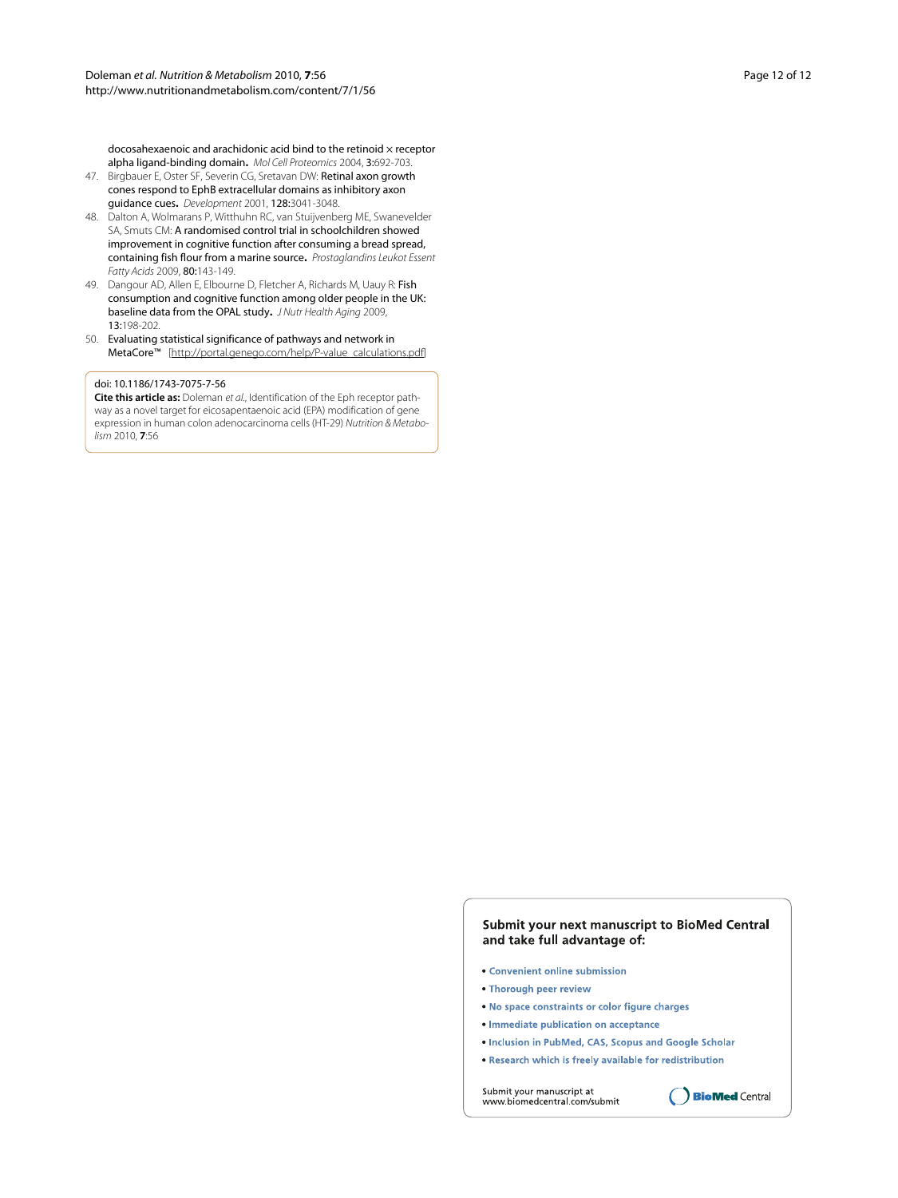docosahexaenoic and arachidonic acid bind to the retinoid × receptor alpha ligand-binding domain. *Mol Cell Proteomics* 2004, **3**:692-703.

47. Birgbauer E, Oster SF, Severin CG, Sretavan DW: **Retinal axon growth cones respond to EphB extracellular domains as inhibitory axon guidance cues.** *Development* 2001, **128**:3041-3048.
48. Dalton A, Wolmarans P, Witthuhn RC, van Stuijvenberg ME, Swanevelder SA, Smuts CM: **A randomised control trial in schoolchildren showed improvement in cognitive function after consuming a bread spread, containing fish flour from a marine source.** *Prostaglandins Leukot Essent Fatty Acids* 2009, **80**:143-149.
49. Dangour AD, Allen E, Elbourne D, Fletcher A, Richards M, Uauy R: **Fish consumption and cognitive function among older people in the UK: baseline data from the OPAL study.** *J Nutr Health Aging* 2009, **13**:198-202.
50. **Evaluating statistical significance of pathways and network in MetaCore™** [http://portal.genego.com/help/P-value_calculations.pdf]

doi: 10.1186/1743-7075-7-56

**Cite this article as:** Doleman *et al.*, Identification of the Eph receptor pathway as a novel target for eicosapentaenoic acid (EPA) modification of gene expression in human colon adenocarcinoma cells (HT-29) *Nutrition & Metabolism* 2010, **7**:56

**Submit your next manuscript to BioMed Central and take full advantage of:**

- Convenient online submission
- Thorough peer review
- No space constraints or color figure charges
- Immediate publication on acceptance
- Inclusion in PubMed, CAS, Scopus and Google Scholar
- Research which is freely available for redistribution

Submit your manuscript at www.biomedcentral.com/submit

BioMed Central